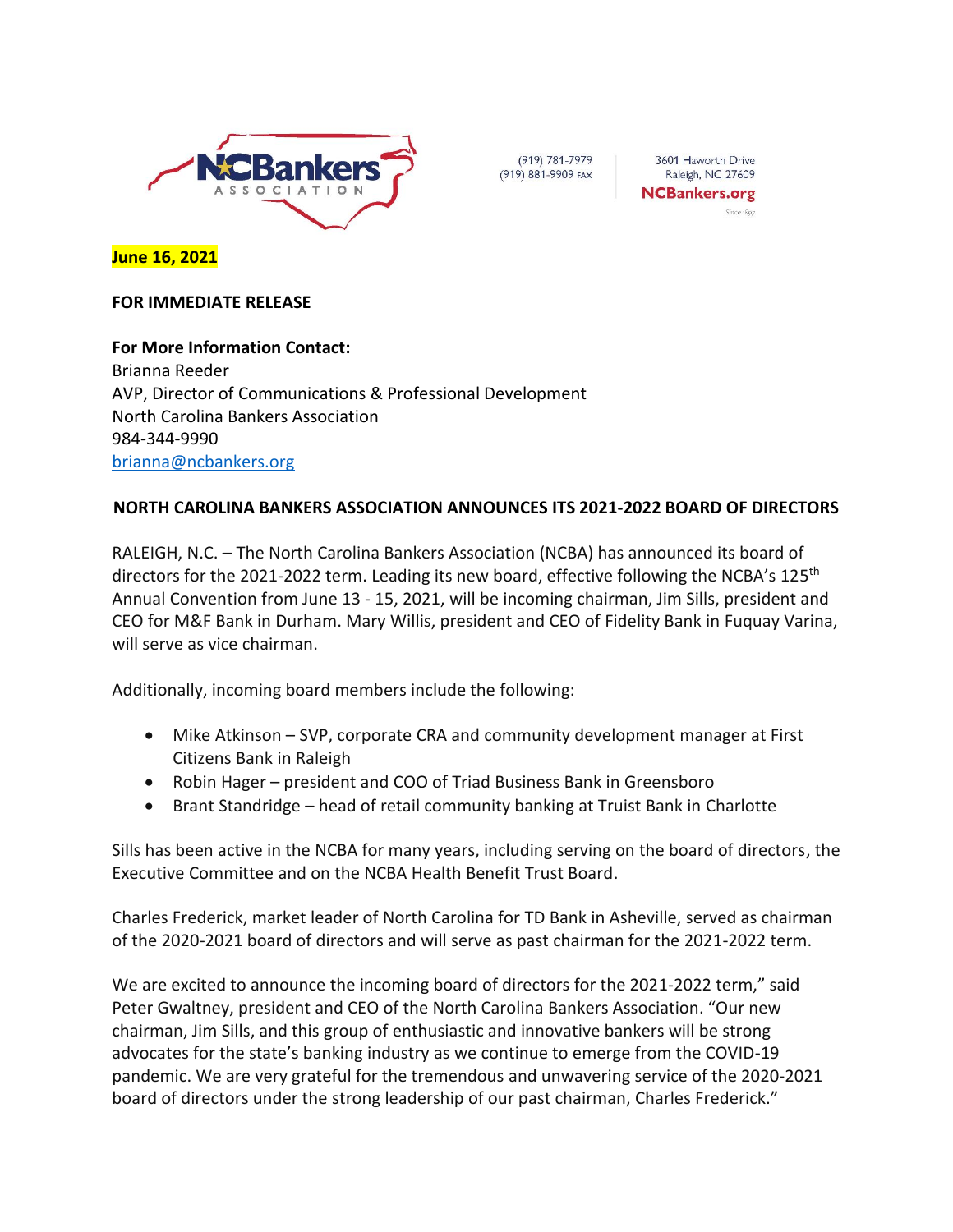NCBankers ASSOCIATION

(919) 781-7979
(919) 881-9909 FAX

3601 Haworth Drive
Raleigh, NC 27609
NCBankers.org

**June 16, 2021**

**FOR IMMEDIATE RELEASE**

**For More Information Contact:**
Brianna Reeder
AVP, Director of Communications & Professional Development
North Carolina Bankers Association
984-344-9990
brianna@ncbankers.org

**NORTH CAROLINA BANKERS ASSOCIATION ANNOUNCES ITS 2021-2022 BOARD OF DIRECTORS**

RALEIGH, N.C. – The North Carolina Bankers Association (NCBA) has announced its board of directors for the 2021-2022 term. Leading its new board, effective following the NCBA's 125th Annual Convention from June 13 - 15, 2021, will be incoming chairman, Jim Sills, president and CEO for M&F Bank in Durham. Mary Willis, president and CEO of Fidelity Bank in Fuquay Varina, will serve as vice chairman.

Additionally, incoming board members include the following:

- Mike Atkinson – SVP, corporate CRA and community development manager at First Citizens Bank in Raleigh
- Robin Hager – president and COO of Triad Business Bank in Greensboro
- Brant Standridge – head of retail community banking at Truist Bank in Charlotte

Sills has been active in the NCBA for many years, including serving on the board of directors, the Executive Committee and on the NCBA Health Benefit Trust Board.

Charles Frederick, market leader of North Carolina for TD Bank in Asheville, served as chairman of the 2020-2021 board of directors and will serve as past chairman for the 2021-2022 term.

We are excited to announce the incoming board of directors for the 2021-2022 term," said Peter Gwaltney, president and CEO of the North Carolina Bankers Association. "Our new chairman, Jim Sills, and this group of enthusiastic and innovative bankers will be strong advocates for the state's banking industry as we continue to emerge from the COVID-19 pandemic. We are very grateful for the tremendous and unwavering service of the 2020-2021 board of directors under the strong leadership of our past chairman, Charles Frederick."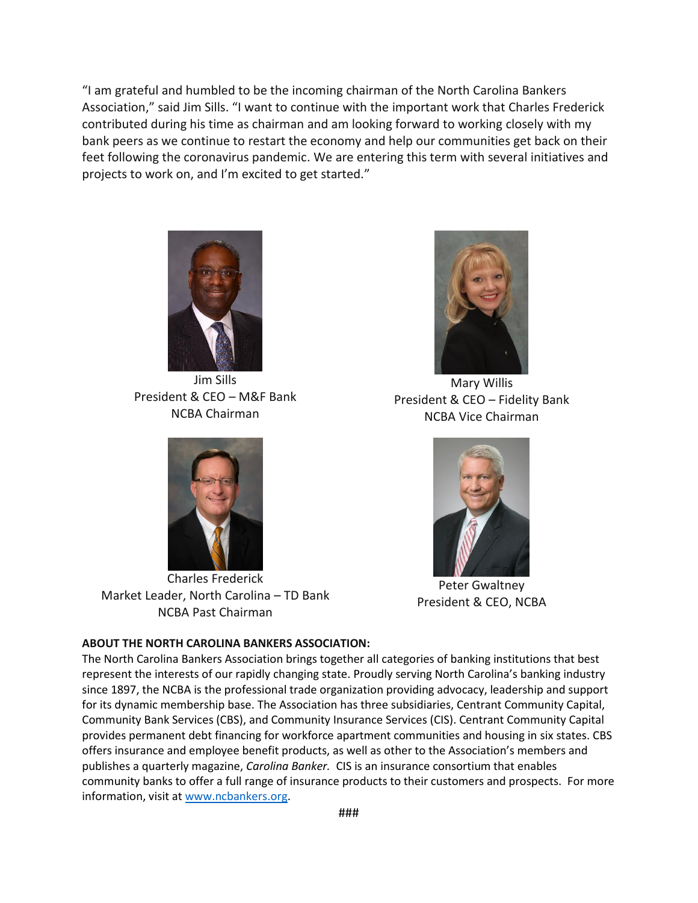"I am grateful and humbled to be the incoming chairman of the North Carolina Bankers Association," said Jim Sills. "I want to continue with the important work that Charles Frederick contributed during his time as chairman and am looking forward to working closely with my bank peers as we continue to restart the economy and help our communities get back on their feet following the coronavirus pandemic. We are entering this term with several initiatives and projects to work on, and I'm excited to get started."

Jim Sills
President & CEO – M&F Bank
NCBA Chairman

Mary Willis
President & CEO – Fidelity Bank
NCBA Vice Chairman

Charles Frederick
Market Leader, North Carolina – TD Bank
NCBA Past Chairman

Peter Gwaltney
President & CEO, NCBA

**ABOUT THE NORTH CAROLINA BANKERS ASSOCIATION:**

The North Carolina Bankers Association brings together all categories of banking institutions that best represent the interests of our rapidly changing state. Proudly serving North Carolina's banking industry since 1897, the NCBA is the professional trade organization providing advocacy, leadership and support for its dynamic membership base. The Association has three subsidiaries, Centrant Community Capital, Community Bank Services (CBS), and Community Insurance Services (CIS). Centrant Community Capital provides permanent debt financing for workforce apartment communities and housing in six states. CBS offers insurance and employee benefit products, as well as other to the Association's members and publishes a quarterly magazine, *Carolina Banker.* CIS is an insurance consortium that enables community banks to offer a full range of insurance products to their customers and prospects. For more information, visit at [www.ncbankers.org](www.ncbankers.org).

###